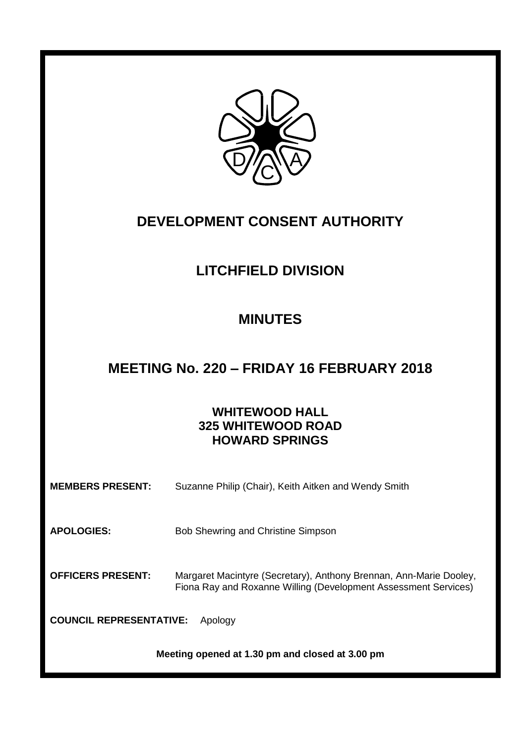# DEVELOPMENT CONSENT AUTHORITY

## LITCHFIELD DIVISION

## MINUTES

## MEETING No. 220 – FRIDAY 16 FEBRUARY 2018

### WHITEWOOD HALL
### 325 WHITEWOOD ROAD
### HOWARD SPRINGS

**MEMBERS PRESENT:** Suzanne Philip (Chair), Keith Aitken and Wendy Smith

**APOLOGIES:** Bob Shewring and Christine Simpson

**OFFICERS PRESENT:** Margaret Macintyre (Secretary), Anthony Brennan, Ann-Marie Dooley, Fiona Ray and Roxanne Willing (Development Assessment Services)

**COUNCIL REPRESENTATIVE:** Apology

**Meeting opened at 1.30 pm and closed at 3.00 pm**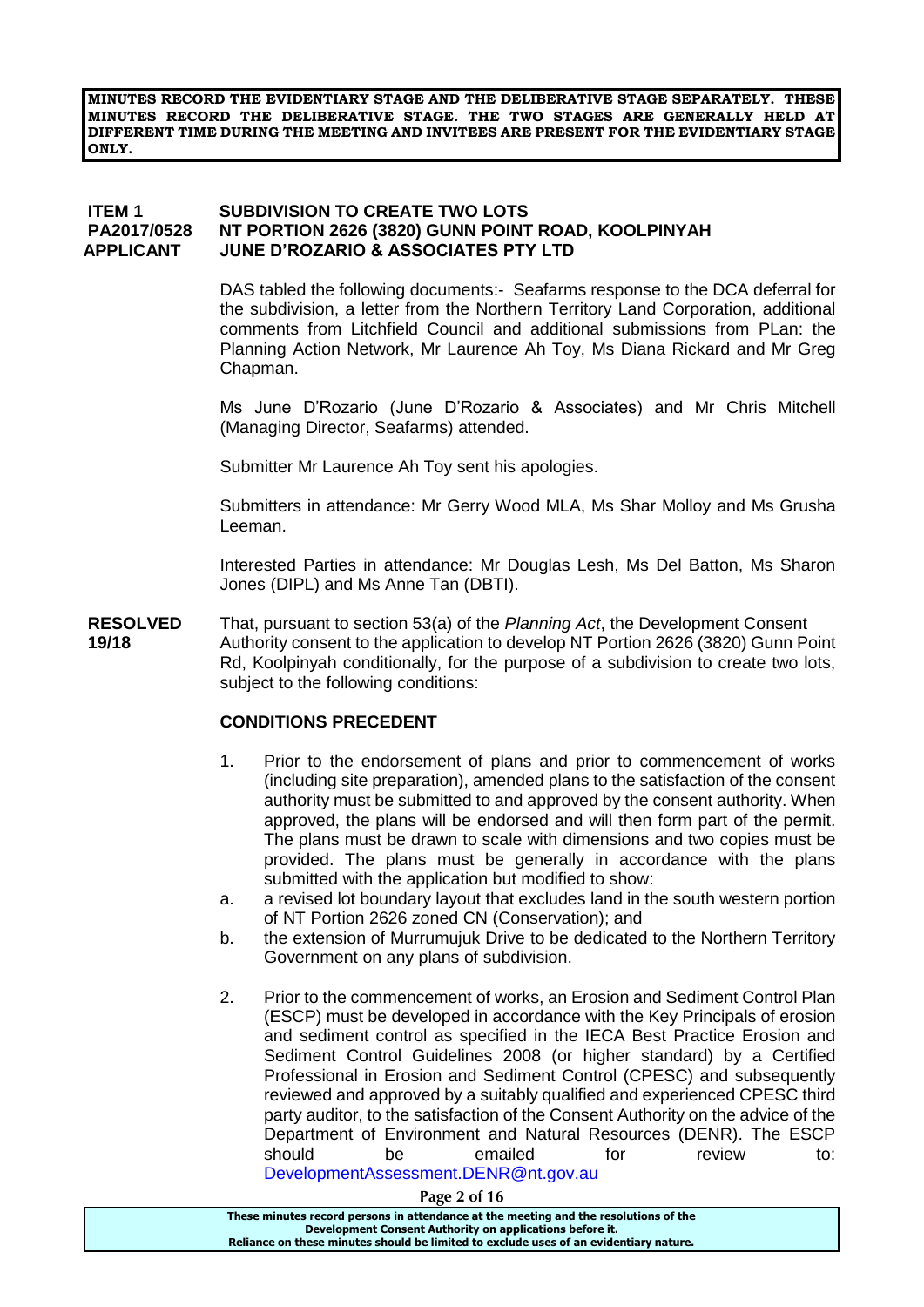**MINUTES RECORD THE EVIDENTIARY STAGE AND THE DELIBERATIVE STAGE SEPARATELY. THESE MINUTES RECORD THE DELIBERATIVE STAGE. THE TWO STAGES ARE GENERALLY HELD AT DIFFERENT TIME DURING THE MEETING AND INVITEES ARE PRESENT FOR THE EVIDENTIARY STAGE ONLY.**

**ITEM 1 SUBDIVISION TO CREATE TWO LOTS**
**PA2017/0528 NT PORTION 2626 (3820) GUNN POINT ROAD, KOOLPINYAH**
**APPLICANT JUNE D'ROZARIO & ASSOCIATES PTY LTD**

DAS tabled the following documents:- Seafarms response to the DCA deferral for the subdivision, a letter from the Northern Territory Land Corporation, additional comments from Litchfield Council and additional submissions from PLan: the Planning Action Network, Mr Laurence Ah Toy, Ms Diana Rickard and Mr Greg Chapman.

Ms June D'Rozario (June D'Rozario & Associates) and Mr Chris Mitchell (Managing Director, Seafarms) attended.

Submitter Mr Laurence Ah Toy sent his apologies.

Submitters in attendance: Mr Gerry Wood MLA, Ms Shar Molloy and Ms Grusha Leeman.

Interested Parties in attendance: Mr Douglas Lesh, Ms Del Batton, Ms Sharon Jones (DIPL) and Ms Anne Tan (DBTI).

**RESOLVED 19/18** That, pursuant to section 53(a) of the *Planning Act*, the Development Consent Authority consent to the application to develop NT Portion 2626 (3820) Gunn Point Rd, Koolpinyah conditionally, for the purpose of a subdivision to create two lots, subject to the following conditions:

**CONDITIONS PRECEDENT**

1. Prior to the endorsement of plans and prior to commencement of works (including site preparation), amended plans to the satisfaction of the consent authority must be submitted to and approved by the consent authority. When approved, the plans will be endorsed and will then form part of the permit. The plans must be drawn to scale with dimensions and two copies must be provided. The plans must be generally in accordance with the plans submitted with the application but modified to show:
   a. a revised lot boundary layout that excludes land in the south western portion of NT Portion 2626 zoned CN (Conservation); and
   b. the extension of Murrumujuk Drive to be dedicated to the Northern Territory Government on any plans of subdivision.

2. Prior to the commencement of works, an Erosion and Sediment Control Plan (ESCP) must be developed in accordance with the Key Principals of erosion and sediment control as specified in the IECA Best Practice Erosion and Sediment Control Guidelines 2008 (or higher standard) by a Certified Professional in Erosion and Sediment Control (CPESC) and subsequently reviewed and approved by a suitably qualified and experienced CPESC third party auditor, to the satisfaction of the Consent Authority on the advice of the Department of Environment and Natural Resources (DENR). The ESCP should be emailed for review to: DevelopmentAssessment.DENR@nt.gov.au

These minutes record persons in attendance at the meeting and the resolutions of the Development Consent Authority on applications before it.
Reliance on these minutes should be limited to exclude uses of an evidentiary nature.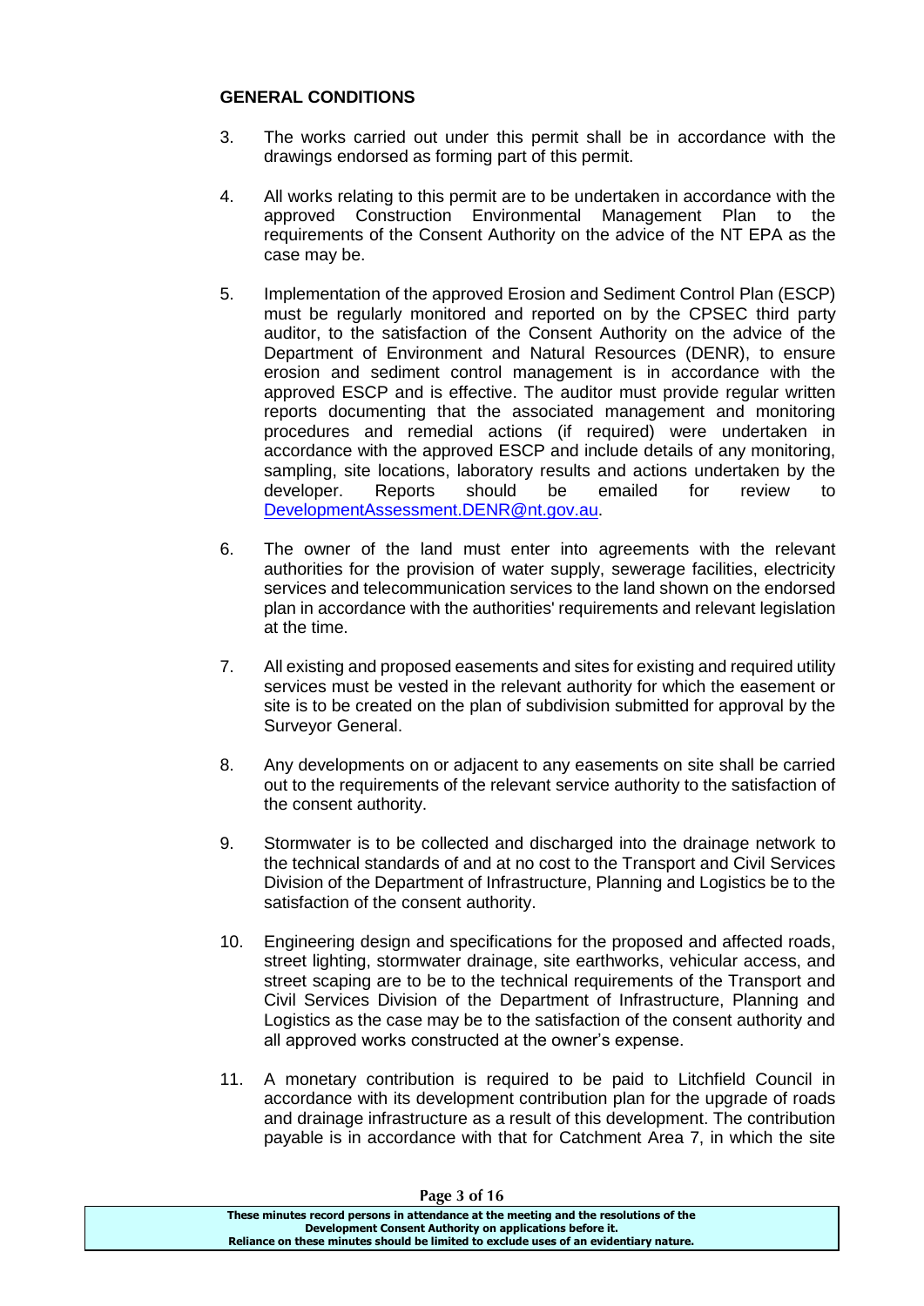**GENERAL CONDITIONS**

3. The works carried out under this permit shall be in accordance with the drawings endorsed as forming part of this permit.

4. All works relating to this permit are to be undertaken in accordance with the approved Construction Environmental Management Plan to the requirements of the Consent Authority on the advice of the NT EPA as the case may be.

5. Implementation of the approved Erosion and Sediment Control Plan (ESCP) must be regularly monitored and reported on by the CPSEC third party auditor, to the satisfaction of the Consent Authority on the advice of the Department of Environment and Natural Resources (DENR), to ensure erosion and sediment control management is in accordance with the approved ESCP and is effective. The auditor must provide regular written reports documenting that the associated management and monitoring procedures and remedial actions (if required) were undertaken in accordance with the approved ESCP and include details of any monitoring, sampling, site locations, laboratory results and actions undertaken by the developer. Reports should be emailed for review to DevelopmentAssessment.DENR@nt.gov.au.

6. The owner of the land must enter into agreements with the relevant authorities for the provision of water supply, sewerage facilities, electricity services and telecommunication services to the land shown on the endorsed plan in accordance with the authorities' requirements and relevant legislation at the time.

7. All existing and proposed easements and sites for existing and required utility services must be vested in the relevant authority for which the easement or site is to be created on the plan of subdivision submitted for approval by the Surveyor General.

8. Any developments on or adjacent to any easements on site shall be carried out to the requirements of the relevant service authority to the satisfaction of the consent authority.

9. Stormwater is to be collected and discharged into the drainage network to the technical standards of and at no cost to the Transport and Civil Services Division of the Department of Infrastructure, Planning and Logistics be to the satisfaction of the consent authority.

10. Engineering design and specifications for the proposed and affected roads, street lighting, stormwater drainage, site earthworks, vehicular access, and street scaping are to be to the technical requirements of the Transport and Civil Services Division of the Department of Infrastructure, Planning and Logistics as the case may be to the satisfaction of the consent authority and all approved works constructed at the owner's expense.

11. A monetary contribution is required to be paid to Litchfield Council in accordance with its development contribution plan for the upgrade of roads and drainage infrastructure as a result of this development. The contribution payable is in accordance with that for Catchment Area 7, in which the site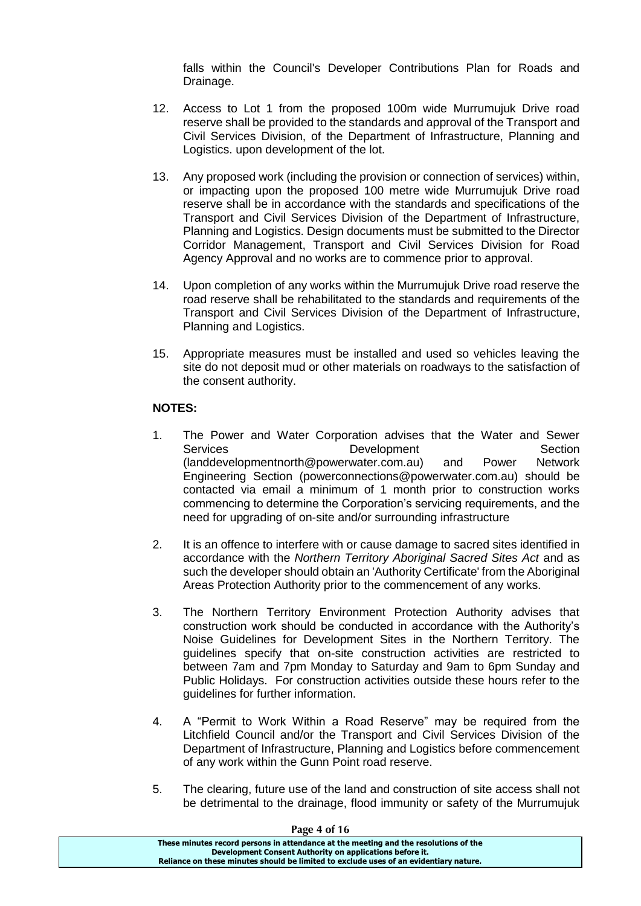falls within the Council's Developer Contributions Plan for Roads and Drainage.

12. Access to Lot 1 from the proposed 100m wide Murrumujuk Drive road reserve shall be provided to the standards and approval of the Transport and Civil Services Division, of the Department of Infrastructure, Planning and Logistics. upon development of the lot.

13. Any proposed work (including the provision or connection of services) within, or impacting upon the proposed 100 metre wide Murrumujuk Drive road reserve shall be in accordance with the standards and specifications of the Transport and Civil Services Division of the Department of Infrastructure, Planning and Logistics. Design documents must be submitted to the Director Corridor Management, Transport and Civil Services Division for Road Agency Approval and no works are to commence prior to approval.

14. Upon completion of any works within the Murrumujuk Drive road reserve the road reserve shall be rehabilitated to the standards and requirements of the Transport and Civil Services Division of the Department of Infrastructure, Planning and Logistics.

15. Appropriate measures must be installed and used so vehicles leaving the site do not deposit mud or other materials on roadways to the satisfaction of the consent authority.

**NOTES:**

1. The Power and Water Corporation advises that the Water and Sewer Services Development Section (landdevelopmentnorth@powerwater.com.au) and Power Network Engineering Section (powerconnections@powerwater.com.au) should be contacted via email a minimum of 1 month prior to construction works commencing to determine the Corporation's servicing requirements, and the need for upgrading of on-site and/or surrounding infrastructure

2. It is an offence to interfere with or cause damage to sacred sites identified in accordance with the *Northern Territory Aboriginal Sacred Sites Act* and as such the developer should obtain an 'Authority Certificate' from the Aboriginal Areas Protection Authority prior to the commencement of any works.

3. The Northern Territory Environment Protection Authority advises that construction work should be conducted in accordance with the Authority's Noise Guidelines for Development Sites in the Northern Territory. The guidelines specify that on-site construction activities are restricted to between 7am and 7pm Monday to Saturday and 9am to 6pm Sunday and Public Holidays. For construction activities outside these hours refer to the guidelines for further information.

4. A "Permit to Work Within a Road Reserve" may be required from the Litchfield Council and/or the Transport and Civil Services Division of the Department of Infrastructure, Planning and Logistics before commencement of any work within the Gunn Point road reserve.

5. The clearing, future use of the land and construction of site access shall not be detrimental to the drainage, flood immunity or safety of the Murrumujuk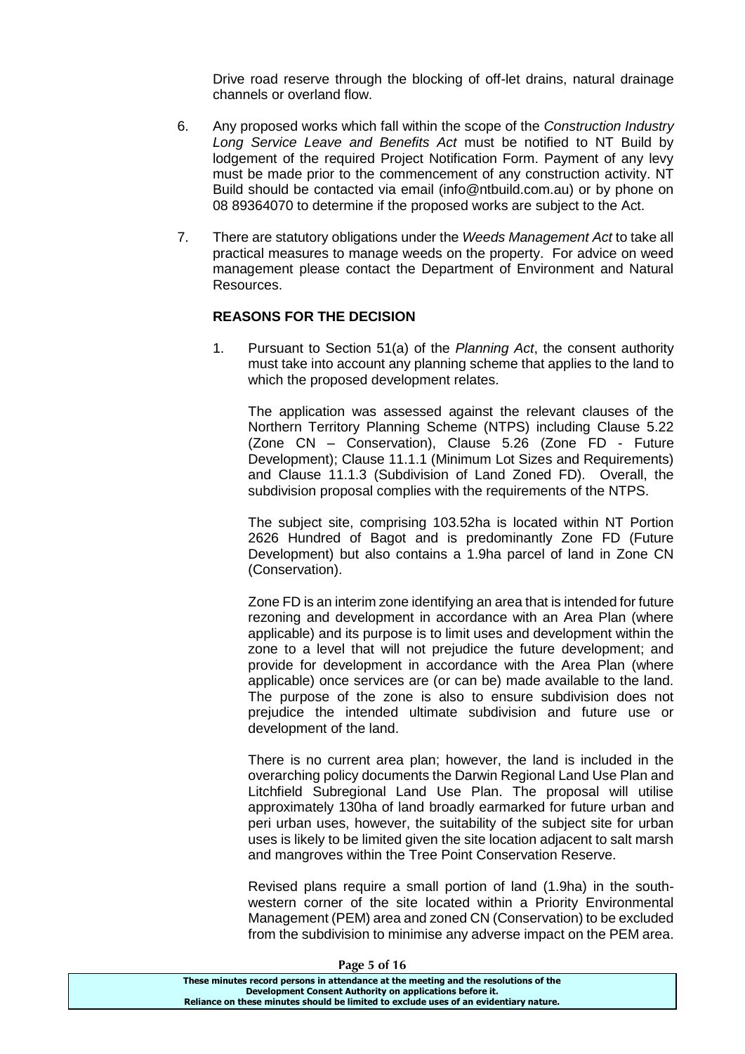Drive road reserve through the blocking of off-let drains, natural drainage channels or overland flow.

6. Any proposed works which fall within the scope of the *Construction Industry Long Service Leave and Benefits Act* must be notified to NT Build by lodgement of the required Project Notification Form. Payment of any levy must be made prior to the commencement of any construction activity. NT Build should be contacted via email (info@ntbuild.com.au) or by phone on 08 89364070 to determine if the proposed works are subject to the Act.

7. There are statutory obligations under the *Weeds Management Act* to take all practical measures to manage weeds on the property. For advice on weed management please contact the Department of Environment and Natural Resources.

**REASONS FOR THE DECISION**

1. Pursuant to Section 51(a) of the *Planning Act*, the consent authority must take into account any planning scheme that applies to the land to which the proposed development relates.

   The application was assessed against the relevant clauses of the Northern Territory Planning Scheme (NTPS) including Clause 5.22 (Zone CN – Conservation), Clause 5.26 (Zone FD - Future Development); Clause 11.1.1 (Minimum Lot Sizes and Requirements) and Clause 11.1.3 (Subdivision of Land Zoned FD). Overall, the subdivision proposal complies with the requirements of the NTPS.

   The subject site, comprising 103.52ha is located within NT Portion 2626 Hundred of Bagot and is predominantly Zone FD (Future Development) but also contains a 1.9ha parcel of land in Zone CN (Conservation).

   Zone FD is an interim zone identifying an area that is intended for future rezoning and development in accordance with an Area Plan (where applicable) and its purpose is to limit uses and development within the zone to a level that will not prejudice the future development; and provide for development in accordance with the Area Plan (where applicable) once services are (or can be) made available to the land. The purpose of the zone is also to ensure subdivision does not prejudice the intended ultimate subdivision and future use or development of the land.

   There is no current area plan; however, the land is included in the overarching policy documents the Darwin Regional Land Use Plan and Litchfield Subregional Land Use Plan. The proposal will utilise approximately 130ha of land broadly earmarked for future urban and peri urban uses, however, the suitability of the subject site for urban uses is likely to be limited given the site location adjacent to salt marsh and mangroves within the Tree Point Conservation Reserve.

   Revised plans require a small portion of land (1.9ha) in the south-western corner of the site located within a Priority Environmental Management (PEM) area and zoned CN (Conservation) to be excluded from the subdivision to minimise any adverse impact on the PEM area.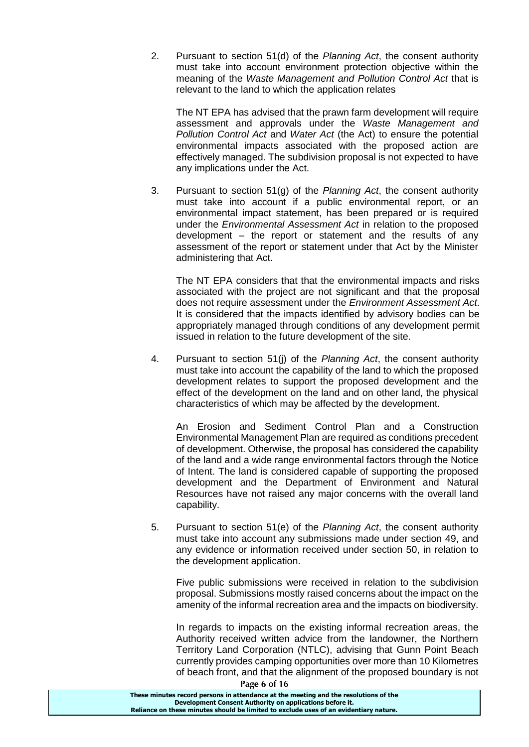2. Pursuant to section 51(d) of the *Planning Act*, the consent authority must take into account environment protection objective within the meaning of the *Waste Management and Pollution Control Act* that is relevant to the land to which the application relates

   The NT EPA has advised that the prawn farm development will require assessment and approvals under the *Waste Management and Pollution Control Act* and *Water Act* (the Act) to ensure the potential environmental impacts associated with the proposed action are effectively managed. The subdivision proposal is not expected to have any implications under the Act.

3. Pursuant to section 51(g) of the *Planning Act*, the consent authority must take into account if a public environmental report, or an environmental impact statement, has been prepared or is required under the *Environmental Assessment Act* in relation to the proposed development – the report or statement and the results of any assessment of the report or statement under that Act by the Minister administering that Act.

   The NT EPA considers that that the environmental impacts and risks associated with the project are not significant and that the proposal does not require assessment under the *Environment Assessment Act*. It is considered that the impacts identified by advisory bodies can be appropriately managed through conditions of any development permit issued in relation to the future development of the site.

4. Pursuant to section 51(j) of the *Planning Act*, the consent authority must take into account the capability of the land to which the proposed development relates to support the proposed development and the effect of the development on the land and on other land, the physical characteristics of which may be affected by the development.

   An Erosion and Sediment Control Plan and a Construction Environmental Management Plan are required as conditions precedent of development. Otherwise, the proposal has considered the capability of the land and a wide range environmental factors through the Notice of Intent. The land is considered capable of supporting the proposed development and the Department of Environment and Natural Resources have not raised any major concerns with the overall land capability.

5. Pursuant to section 51(e) of the *Planning Act*, the consent authority must take into account any submissions made under section 49, and any evidence or information received under section 50, in relation to the development application.

   Five public submissions were received in relation to the subdivision proposal. Submissions mostly raised concerns about the impact on the amenity of the informal recreation area and the impacts on biodiversity.

   In regards to impacts on the existing informal recreation areas, the Authority received written advice from the landowner, the Northern Territory Land Corporation (NTLC), advising that Gunn Point Beach currently provides camping opportunities over more than 10 Kilometres of beach front, and that the alignment of the proposed boundary is not

**These minutes record persons in attendance at the meeting and the resolutions of the Development Consent Authority on applications before it. Reliance on these minutes should be limited to exclude uses of an evidentiary nature.**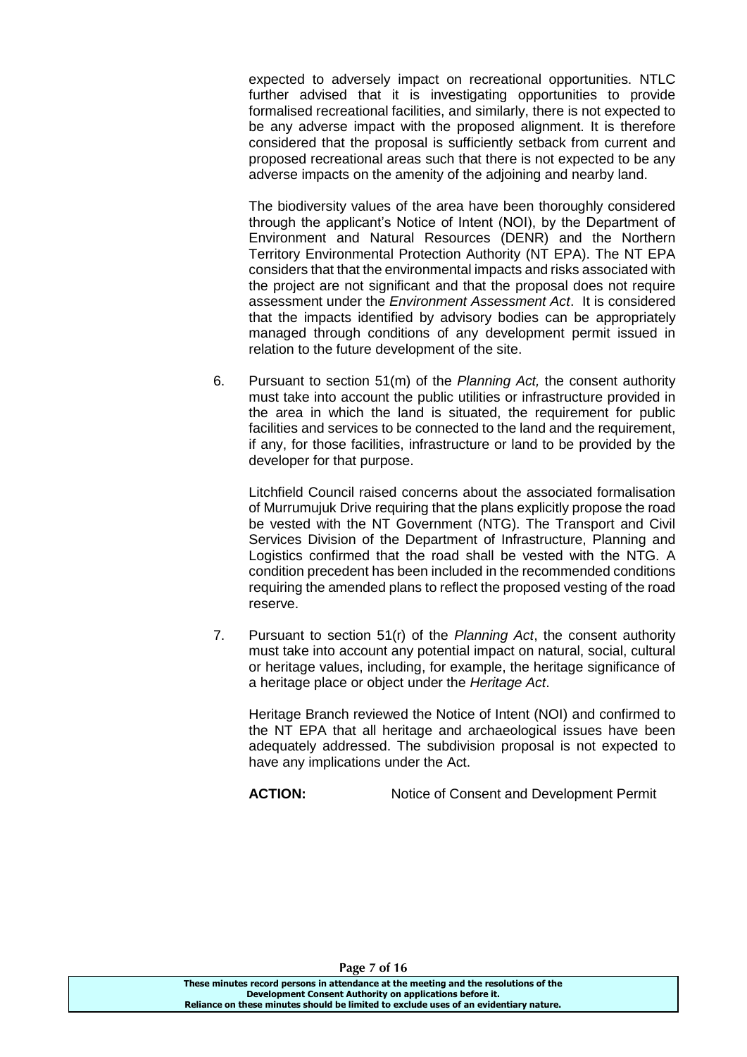expected to adversely impact on recreational opportunities. NTLC further advised that it is investigating opportunities to provide formalised recreational facilities, and similarly, there is not expected to be any adverse impact with the proposed alignment. It is therefore considered that the proposal is sufficiently setback from current and proposed recreational areas such that there is not expected to be any adverse impacts on the amenity of the adjoining and nearby land.

The biodiversity values of the area have been thoroughly considered through the applicant's Notice of Intent (NOI), by the Department of Environment and Natural Resources (DENR) and the Northern Territory Environmental Protection Authority (NT EPA). The NT EPA considers that that the environmental impacts and risks associated with the project are not significant and that the proposal does not require assessment under the *Environment Assessment Act*. It is considered that the impacts identified by advisory bodies can be appropriately managed through conditions of any development permit issued in relation to the future development of the site.

6. Pursuant to section 51(m) of the *Planning Act,* the consent authority must take into account the public utilities or infrastructure provided in the area in which the land is situated, the requirement for public facilities and services to be connected to the land and the requirement, if any, for those facilities, infrastructure or land to be provided by the developer for that purpose.

   Litchfield Council raised concerns about the associated formalisation of Murrumujuk Drive requiring that the plans explicitly propose the road be vested with the NT Government (NTG). The Transport and Civil Services Division of the Department of Infrastructure, Planning and Logistics confirmed that the road shall be vested with the NTG. A condition precedent has been included in the recommended conditions requiring the amended plans to reflect the proposed vesting of the road reserve.

7. Pursuant to section 51(r) of the *Planning Act*, the consent authority must take into account any potential impact on natural, social, cultural or heritage values, including, for example, the heritage significance of a heritage place or object under the *Heritage Act*.

   Heritage Branch reviewed the Notice of Intent (NOI) and confirmed to the NT EPA that all heritage and archaeological issues have been adequately addressed. The subdivision proposal is not expected to have any implications under the Act.

   **ACTION:** Notice of Consent and Development Permit

These minutes record persons in attendance at the meeting and the resolutions of the Development Consent Authority on applications before it.
Reliance on these minutes should be limited to exclude uses of an evidentiary nature.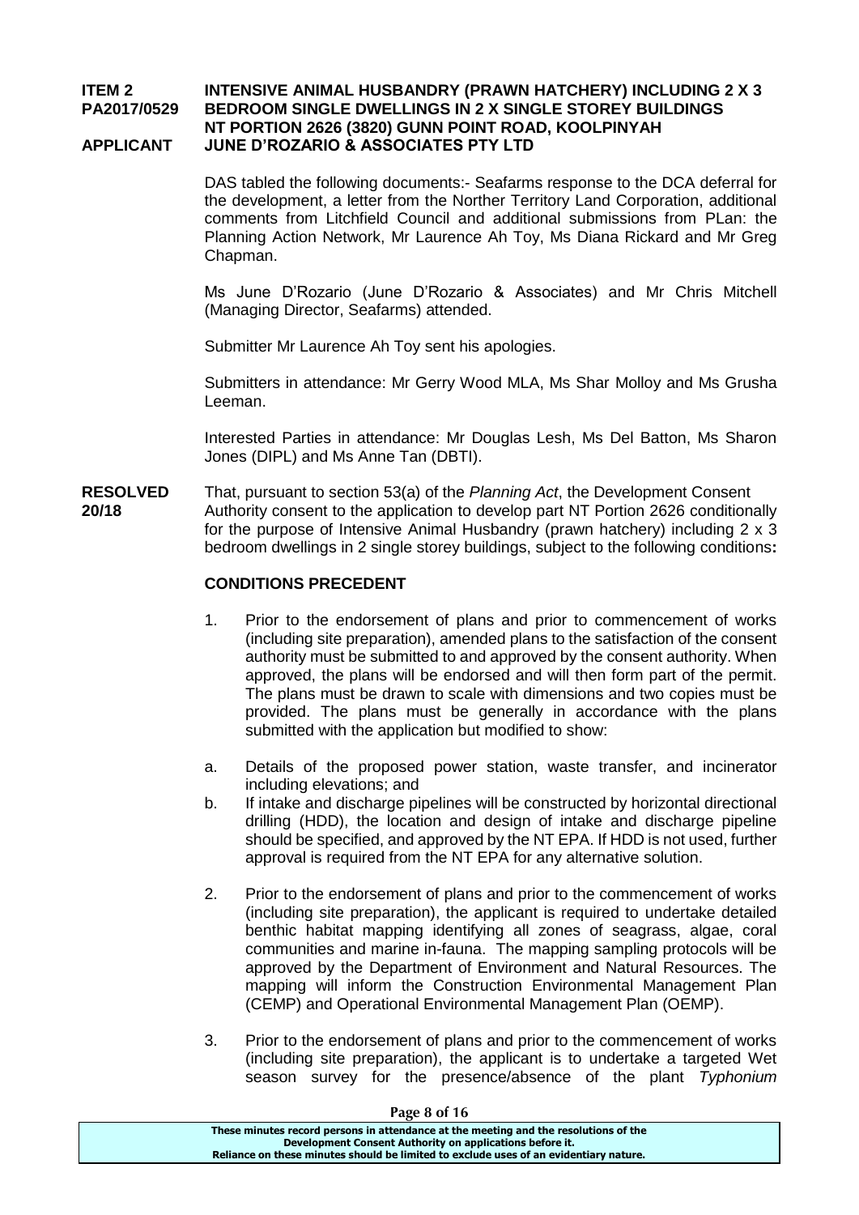**ITEM 2 PA2017/0529 INTENSIVE ANIMAL HUSBANDRY (PRAWN HATCHERY) INCLUDING 2 X 3 BEDROOM SINGLE DWELLINGS IN 2 X SINGLE STOREY BUILDINGS NT PORTION 2626 (3820) GUNN POINT ROAD, KOOLPINYAH**

**APPLICANT JUNE D'ROZARIO & ASSOCIATES PTY LTD**

DAS tabled the following documents:- Seafarms response to the DCA deferral for the development, a letter from the Norther Territory Land Corporation, additional comments from Litchfield Council and additional submissions from PLan: the Planning Action Network, Mr Laurence Ah Toy, Ms Diana Rickard and Mr Greg Chapman.

Ms June D'Rozario (June D'Rozario & Associates) and Mr Chris Mitchell (Managing Director, Seafarms) attended.

Submitter Mr Laurence Ah Toy sent his apologies.

Submitters in attendance: Mr Gerry Wood MLA, Ms Shar Molloy and Ms Grusha Leeman.

Interested Parties in attendance: Mr Douglas Lesh, Ms Del Batton, Ms Sharon Jones (DIPL) and Ms Anne Tan (DBTI).

**RESOLVED 20/18**

That, pursuant to section 53(a) of the *Planning Act*, the Development Consent Authority consent to the application to develop part NT Portion 2626 conditionally for the purpose of Intensive Animal Husbandry (prawn hatchery) including 2 x 3 bedroom dwellings in 2 single storey buildings, subject to the following conditions**:**

**CONDITIONS PRECEDENT**

1. Prior to the endorsement of plans and prior to commencement of works (including site preparation), amended plans to the satisfaction of the consent authority must be submitted to and approved by the consent authority. When approved, the plans will be endorsed and will then form part of the permit. The plans must be drawn to scale with dimensions and two copies must be provided. The plans must be generally in accordance with the plans submitted with the application but modified to show:

   a. Details of the proposed power station, waste transfer, and incinerator including elevations; and
   
   b. If intake and discharge pipelines will be constructed by horizontal directional drilling (HDD), the location and design of intake and discharge pipeline should be specified, and approved by the NT EPA. If HDD is not used, further approval is required from the NT EPA for any alternative solution.

2. Prior to the endorsement of plans and prior to the commencement of works (including site preparation), the applicant is required to undertake detailed benthic habitat mapping identifying all zones of seagrass, algae, coral communities and marine in-fauna. The mapping sampling protocols will be approved by the Department of Environment and Natural Resources. The mapping will inform the Construction Environmental Management Plan (CEMP) and Operational Environmental Management Plan (OEMP).

3. Prior to the endorsement of plans and prior to the commencement of works (including site preparation), the applicant is to undertake a targeted Wet season survey for the presence/absence of the plant *Typhonium*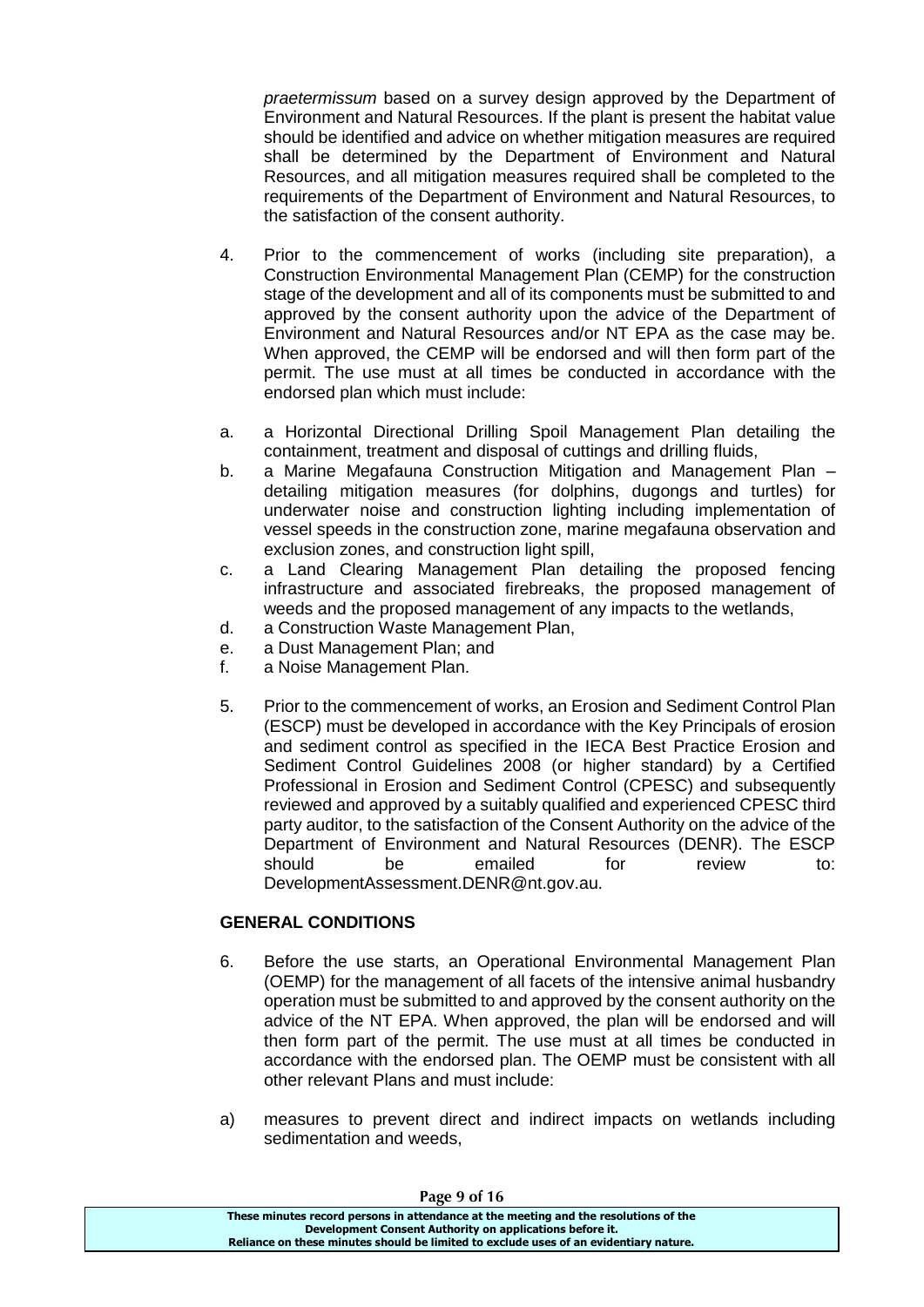*praetermissum* based on a survey design approved by the Department of Environment and Natural Resources. If the plant is present the habitat value should be identified and advice on whether mitigation measures are required shall be determined by the Department of Environment and Natural Resources, and all mitigation measures required shall be completed to the requirements of the Department of Environment and Natural Resources, to the satisfaction of the consent authority.

4. Prior to the commencement of works (including site preparation), a Construction Environmental Management Plan (CEMP) for the construction stage of the development and all of its components must be submitted to and approved by the consent authority upon the advice of the Department of Environment and Natural Resources and/or NT EPA as the case may be. When approved, the CEMP will be endorsed and will then form part of the permit. The use must at all times be conducted in accordance with the endorsed plan which must include:

   a. a Horizontal Directional Drilling Spoil Management Plan detailing the containment, treatment and disposal of cuttings and drilling fluids,
   b. a Marine Megafauna Construction Mitigation and Management Plan – detailing mitigation measures (for dolphins, dugongs and turtles) for underwater noise and construction lighting including implementation of vessel speeds in the construction zone, marine megafauna observation and exclusion zones, and construction light spill,
   c. a Land Clearing Management Plan detailing the proposed fencing infrastructure and associated firebreaks, the proposed management of weeds and the proposed management of any impacts to the wetlands,
   d. a Construction Waste Management Plan,
   e. a Dust Management Plan; and
   f. a Noise Management Plan.

5. Prior to the commencement of works, an Erosion and Sediment Control Plan (ESCP) must be developed in accordance with the Key Principals of erosion and sediment control as specified in the IECA Best Practice Erosion and Sediment Control Guidelines 2008 (or higher standard) by a Certified Professional in Erosion and Sediment Control (CPESC) and subsequently reviewed and approved by a suitably qualified and experienced CPESC third party auditor, to the satisfaction of the Consent Authority on the advice of the Department of Environment and Natural Resources (DENR). The ESCP should be emailed for review to: DevelopmentAssessment.DENR@nt.gov.au.

**GENERAL CONDITIONS**

6. Before the use starts, an Operational Environmental Management Plan (OEMP) for the management of all facets of the intensive animal husbandry operation must be submitted to and approved by the consent authority on the advice of the NT EPA. When approved, the plan will be endorsed and will then form part of the permit. The use must at all times be conducted in accordance with the endorsed plan. The OEMP must be consistent with all other relevant Plans and must include:

   a) measures to prevent direct and indirect impacts on wetlands including sedimentation and weeds,

These minutes record persons in attendance at the meeting and the resolutions of the Development Consent Authority on applications before it. Reliance on these minutes should be limited to exclude uses of an evidentiary nature.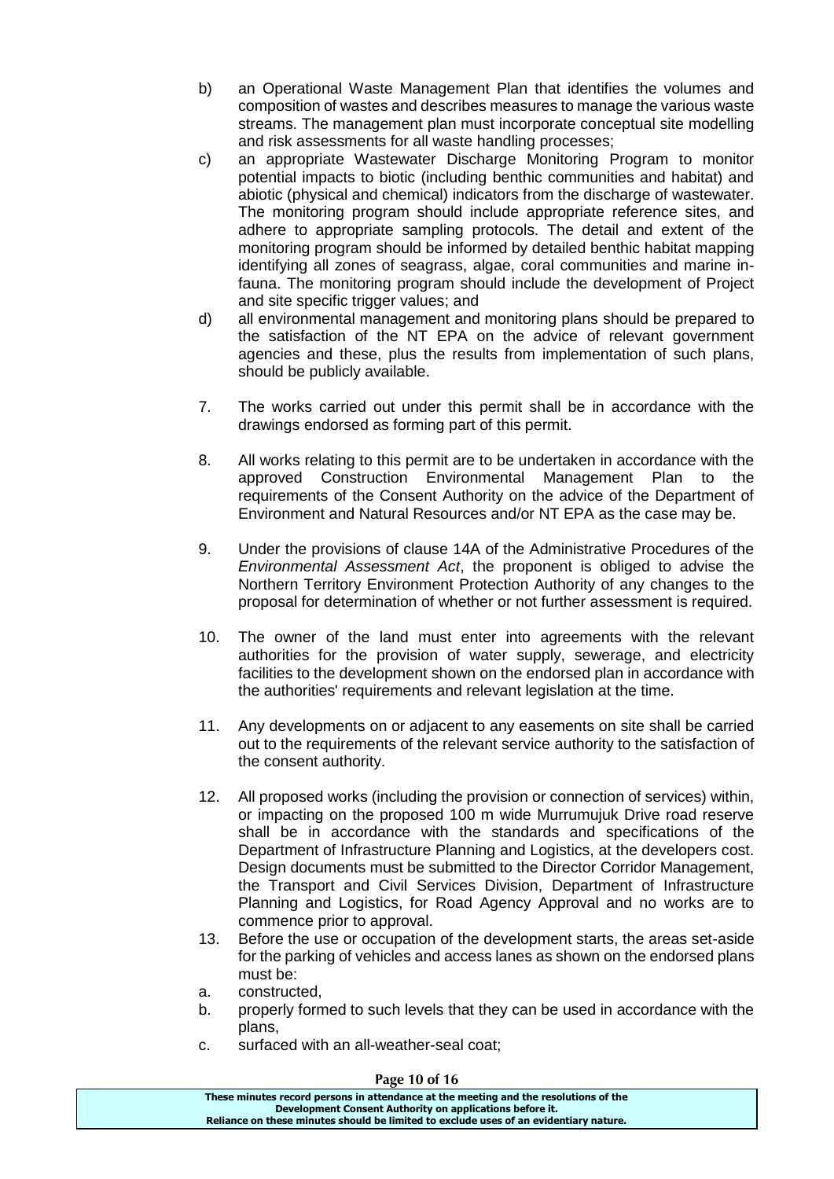b) an Operational Waste Management Plan that identifies the volumes and composition of wastes and describes measures to manage the various waste streams. The management plan must incorporate conceptual site modelling and risk assessments for all waste handling processes;

c) an appropriate Wastewater Discharge Monitoring Program to monitor potential impacts to biotic (including benthic communities and habitat) and abiotic (physical and chemical) indicators from the discharge of wastewater. The monitoring program should include appropriate reference sites, and adhere to appropriate sampling protocols. The detail and extent of the monitoring program should be informed by detailed benthic habitat mapping identifying all zones of seagrass, algae, coral communities and marine in-fauna. The monitoring program should include the development of Project and site specific trigger values; and

d) all environmental management and monitoring plans should be prepared to the satisfaction of the NT EPA on the advice of relevant government agencies and these, plus the results from implementation of such plans, should be publicly available.

7. The works carried out under this permit shall be in accordance with the drawings endorsed as forming part of this permit.

8. All works relating to this permit are to be undertaken in accordance with the approved Construction Environmental Management Plan to the requirements of the Consent Authority on the advice of the Department of Environment and Natural Resources and/or NT EPA as the case may be.

9. Under the provisions of clause 14A of the Administrative Procedures of the *Environmental Assessment Act*, the proponent is obliged to advise the Northern Territory Environment Protection Authority of any changes to the proposal for determination of whether or not further assessment is required.

10. The owner of the land must enter into agreements with the relevant authorities for the provision of water supply, sewerage, and electricity facilities to the development shown on the endorsed plan in accordance with the authorities' requirements and relevant legislation at the time.

11. Any developments on or adjacent to any easements on site shall be carried out to the requirements of the relevant service authority to the satisfaction of the consent authority.

12. All proposed works (including the provision or connection of services) within, or impacting on the proposed 100 m wide Murrumujuk Drive road reserve shall be in accordance with the standards and specifications of the Department of Infrastructure Planning and Logistics, at the developers cost. Design documents must be submitted to the Director Corridor Management, the Transport and Civil Services Division, Department of Infrastructure Planning and Logistics, for Road Agency Approval and no works are to commence prior to approval.

13. Before the use or occupation of the development starts, the areas set-aside for the parking of vehicles and access lanes as shown on the endorsed plans must be:

a. constructed,

b. properly formed to such levels that they can be used in accordance with the plans,

c. surfaced with an all-weather-seal coat;

**These minutes record persons in attendance at the meeting and the resolutions of the Development Consent Authority on applications before it. Reliance on these minutes should be limited to exclude uses of an evidentiary nature.**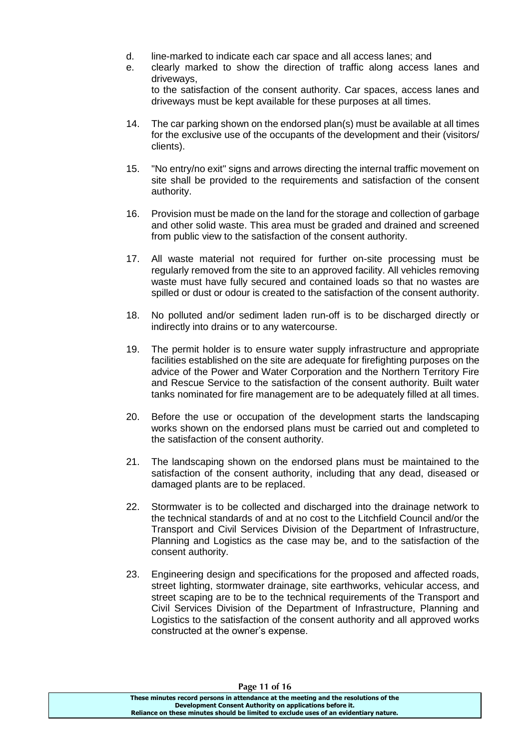d. line-marked to indicate each car space and all access lanes; and
e. clearly marked to show the direction of traffic along access lanes and driveways,

to the satisfaction of the consent authority. Car spaces, access lanes and driveways must be kept available for these purposes at all times.

14. The car parking shown on the endorsed plan(s) must be available at all times for the exclusive use of the occupants of the development and their (visitors/ clients).

15. "No entry/no exit" signs and arrows directing the internal traffic movement on site shall be provided to the requirements and satisfaction of the consent authority.

16. Provision must be made on the land for the storage and collection of garbage and other solid waste. This area must be graded and drained and screened from public view to the satisfaction of the consent authority.

17. All waste material not required for further on-site processing must be regularly removed from the site to an approved facility. All vehicles removing waste must have fully secured and contained loads so that no wastes are spilled or dust or odour is created to the satisfaction of the consent authority.

18. No polluted and/or sediment laden run-off is to be discharged directly or indirectly into drains or to any watercourse.

19. The permit holder is to ensure water supply infrastructure and appropriate facilities established on the site are adequate for firefighting purposes on the advice of the Power and Water Corporation and the Northern Territory Fire and Rescue Service to the satisfaction of the consent authority. Built water tanks nominated for fire management are to be adequately filled at all times.

20. Before the use or occupation of the development starts the landscaping works shown on the endorsed plans must be carried out and completed to the satisfaction of the consent authority.

21. The landscaping shown on the endorsed plans must be maintained to the satisfaction of the consent authority, including that any dead, diseased or damaged plants are to be replaced.

22. Stormwater is to be collected and discharged into the drainage network to the technical standards of and at no cost to the Litchfield Council and/or the Transport and Civil Services Division of the Department of Infrastructure, Planning and Logistics as the case may be, and to the satisfaction of the consent authority.

23. Engineering design and specifications for the proposed and affected roads, street lighting, stormwater drainage, site earthworks, vehicular access, and street scaping are to be to the technical requirements of the Transport and Civil Services Division of the Department of Infrastructure, Planning and Logistics to the satisfaction of the consent authority and all approved works constructed at the owner's expense.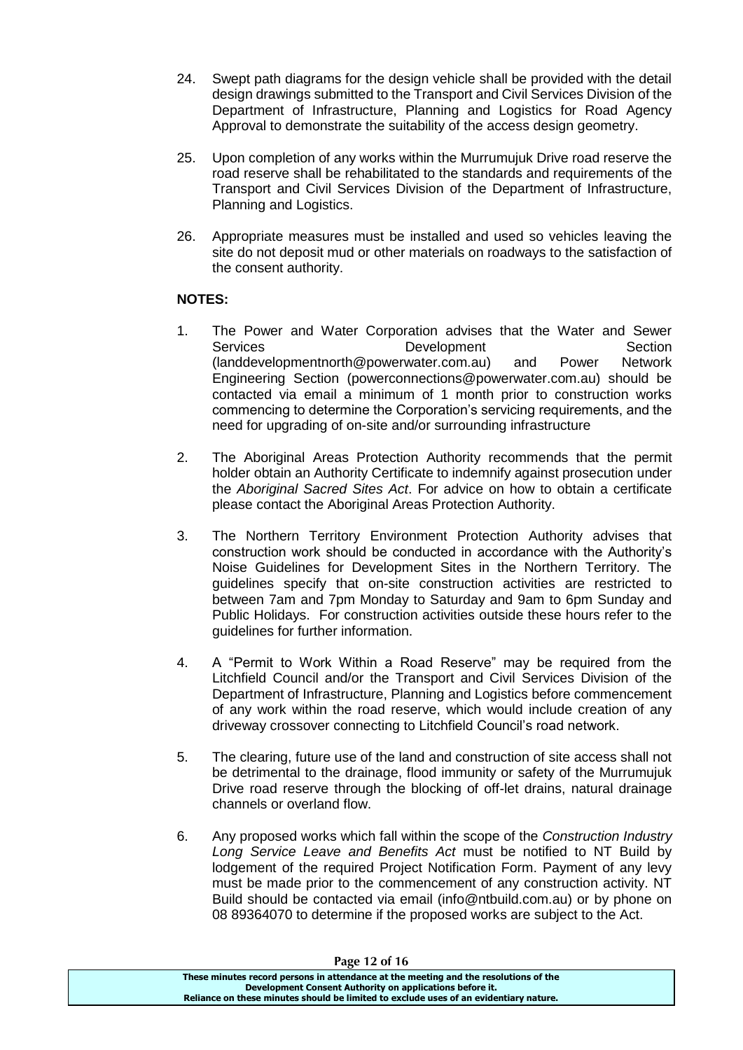24. Swept path diagrams for the design vehicle shall be provided with the detail design drawings submitted to the Transport and Civil Services Division of the Department of Infrastructure, Planning and Logistics for Road Agency Approval to demonstrate the suitability of the access design geometry.

25. Upon completion of any works within the Murrumujuk Drive road reserve the road reserve shall be rehabilitated to the standards and requirements of the Transport and Civil Services Division of the Department of Infrastructure, Planning and Logistics.

26. Appropriate measures must be installed and used so vehicles leaving the site do not deposit mud or other materials on roadways to the satisfaction of the consent authority.

**NOTES:**

1. The Power and Water Corporation advises that the Water and Sewer Services Development Section (landdevelopmentnorth@powerwater.com.au) and Power Network Engineering Section (powerconnections@powerwater.com.au) should be contacted via email a minimum of 1 month prior to construction works commencing to determine the Corporation's servicing requirements, and the need for upgrading of on-site and/or surrounding infrastructure

2. The Aboriginal Areas Protection Authority recommends that the permit holder obtain an Authority Certificate to indemnify against prosecution under the *Aboriginal Sacred Sites Act*. For advice on how to obtain a certificate please contact the Aboriginal Areas Protection Authority.

3. The Northern Territory Environment Protection Authority advises that construction work should be conducted in accordance with the Authority's Noise Guidelines for Development Sites in the Northern Territory. The guidelines specify that on-site construction activities are restricted to between 7am and 7pm Monday to Saturday and 9am to 6pm Sunday and Public Holidays. For construction activities outside these hours refer to the guidelines for further information.

4. A "Permit to Work Within a Road Reserve" may be required from the Litchfield Council and/or the Transport and Civil Services Division of the Department of Infrastructure, Planning and Logistics before commencement of any work within the road reserve, which would include creation of any driveway crossover connecting to Litchfield Council's road network.

5. The clearing, future use of the land and construction of site access shall not be detrimental to the drainage, flood immunity or safety of the Murrumujuk Drive road reserve through the blocking of off-let drains, natural drainage channels or overland flow.

6. Any proposed works which fall within the scope of the *Construction Industry Long Service Leave and Benefits Act* must be notified to NT Build by lodgement of the required Project Notification Form. Payment of any levy must be made prior to the commencement of any construction activity. NT Build should be contacted via email (info@ntbuild.com.au) or by phone on 08 89364070 to determine if the proposed works are subject to the Act.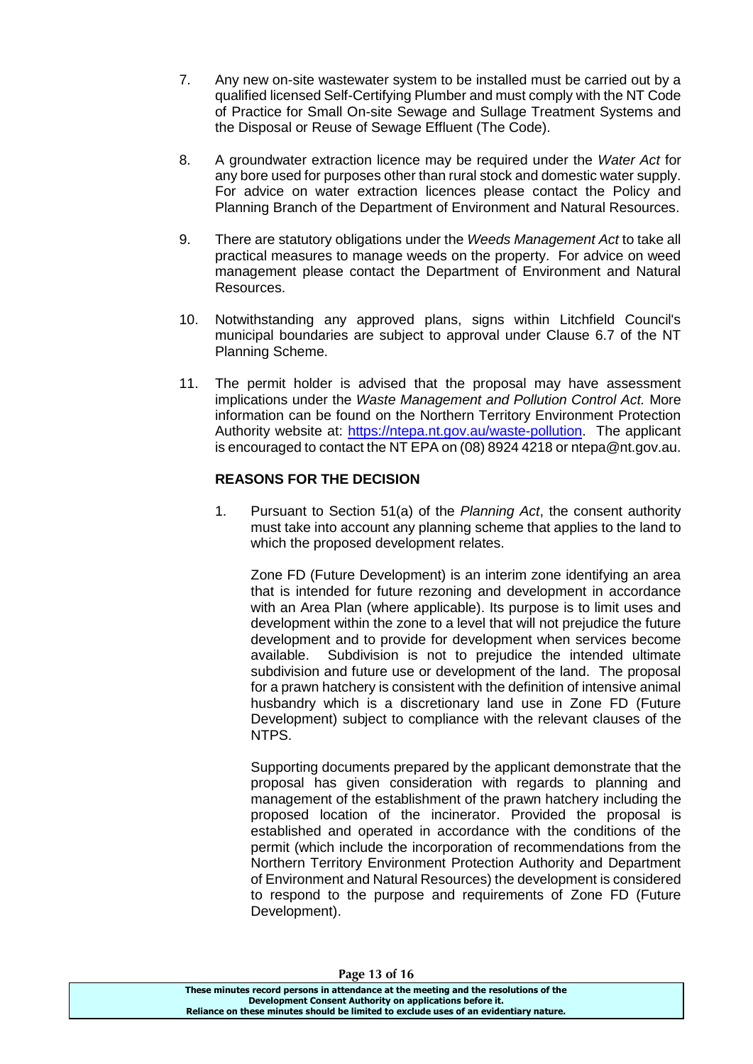7. Any new on-site wastewater system to be installed must be carried out by a qualified licensed Self-Certifying Plumber and must comply with the NT Code of Practice for Small On-site Sewage and Sullage Treatment Systems and the Disposal or Reuse of Sewage Effluent (The Code).

8. A groundwater extraction licence may be required under the *Water Act* for any bore used for purposes other than rural stock and domestic water supply. For advice on water extraction licences please contact the Policy and Planning Branch of the Department of Environment and Natural Resources.

9. There are statutory obligations under the *Weeds Management Act* to take all practical measures to manage weeds on the property. For advice on weed management please contact the Department of Environment and Natural Resources.

10. Notwithstanding any approved plans, signs within Litchfield Council's municipal boundaries are subject to approval under Clause 6.7 of the NT Planning Scheme.

11. The permit holder is advised that the proposal may have assessment implications under the *Waste Management and Pollution Control Act.* More information can be found on the Northern Territory Environment Protection Authority website at: [https://ntepa.nt.gov.au/waste-pollution](https://ntepa.nt.gov.au/waste-pollution). The applicant is encouraged to contact the NT EPA on (08) 8924 4218 or ntepa@nt.gov.au.

**REASONS FOR THE DECISION**

1. Pursuant to Section 51(a) of the *Planning Act*, the consent authority must take into account any planning scheme that applies to the land to which the proposed development relates.

   Zone FD (Future Development) is an interim zone identifying an area that is intended for future rezoning and development in accordance with an Area Plan (where applicable). Its purpose is to limit uses and development within the zone to a level that will not prejudice the future development and to provide for development when services become available. Subdivision is not to prejudice the intended ultimate subdivision and future use or development of the land. The proposal for a prawn hatchery is consistent with the definition of intensive animal husbandry which is a discretionary land use in Zone FD (Future Development) subject to compliance with the relevant clauses of the NTPS.

   Supporting documents prepared by the applicant demonstrate that the proposal has given consideration with regards to planning and management of the establishment of the prawn hatchery including the proposed location of the incinerator. Provided the proposal is established and operated in accordance with the conditions of the permit (which include the incorporation of recommendations from the Northern Territory Environment Protection Authority and Department of Environment and Natural Resources) the development is considered to respond to the purpose and requirements of Zone FD (Future Development).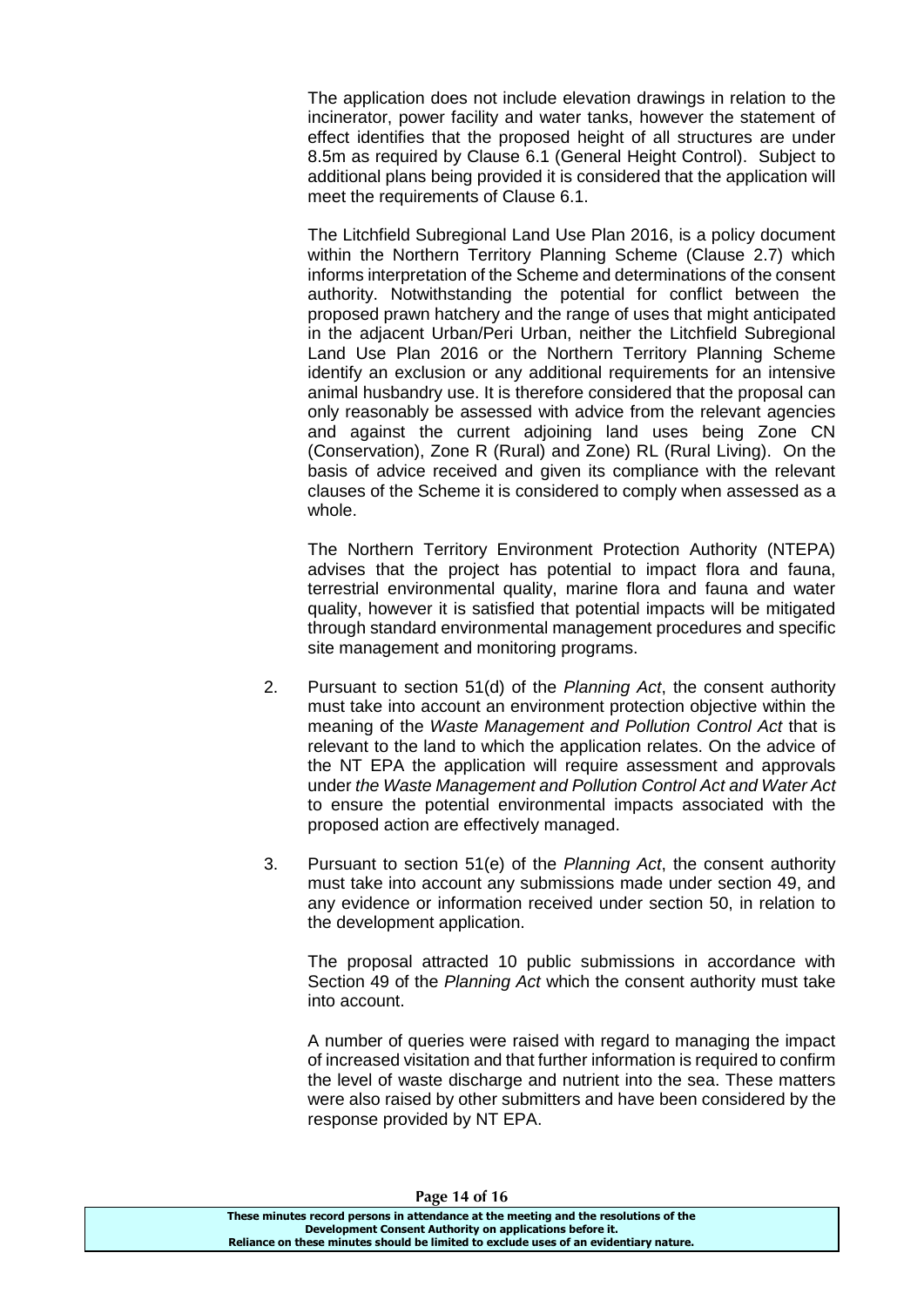The application does not include elevation drawings in relation to the incinerator, power facility and water tanks, however the statement of effect identifies that the proposed height of all structures are under 8.5m as required by Clause 6.1 (General Height Control). Subject to additional plans being provided it is considered that the application will meet the requirements of Clause 6.1.

The Litchfield Subregional Land Use Plan 2016, is a policy document within the Northern Territory Planning Scheme (Clause 2.7) which informs interpretation of the Scheme and determinations of the consent authority. Notwithstanding the potential for conflict between the proposed prawn hatchery and the range of uses that might anticipated in the adjacent Urban/Peri Urban, neither the Litchfield Subregional Land Use Plan 2016 or the Northern Territory Planning Scheme identify an exclusion or any additional requirements for an intensive animal husbandry use. It is therefore considered that the proposal can only reasonably be assessed with advice from the relevant agencies and against the current adjoining land uses being Zone CN (Conservation), Zone R (Rural) and Zone) RL (Rural Living). On the basis of advice received and given its compliance with the relevant clauses of the Scheme it is considered to comply when assessed as a whole.

The Northern Territory Environment Protection Authority (NTEPA) advises that the project has potential to impact flora and fauna, terrestrial environmental quality, marine flora and fauna and water quality, however it is satisfied that potential impacts will be mitigated through standard environmental management procedures and specific site management and monitoring programs.

2. Pursuant to section 51(d) of the *Planning Act*, the consent authority must take into account an environment protection objective within the meaning of the *Waste Management and Pollution Control Act* that is relevant to the land to which the application relates. On the advice of the NT EPA the application will require assessment and approvals under *the Waste Management and Pollution Control Act and Water Act* to ensure the potential environmental impacts associated with the proposed action are effectively managed.

3. Pursuant to section 51(e) of the *Planning Act*, the consent authority must take into account any submissions made under section 49, and any evidence or information received under section 50, in relation to the development application.

   The proposal attracted 10 public submissions in accordance with Section 49 of the *Planning Act* which the consent authority must take into account.

   A number of queries were raised with regard to managing the impact of increased visitation and that further information is required to confirm the level of waste discharge and nutrient into the sea. These matters were also raised by other submitters and have been considered by the response provided by NT EPA.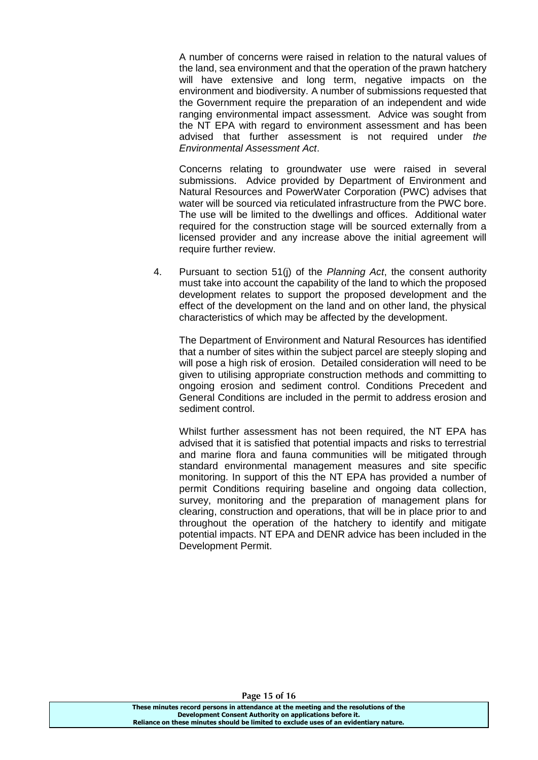A number of concerns were raised in relation to the natural values of the land, sea environment and that the operation of the prawn hatchery will have extensive and long term, negative impacts on the environment and biodiversity. A number of submissions requested that the Government require the preparation of an independent and wide ranging environmental impact assessment. Advice was sought from the NT EPA with regard to environment assessment and has been advised that further assessment is not required under *the Environmental Assessment Act*.

Concerns relating to groundwater use were raised in several submissions. Advice provided by Department of Environment and Natural Resources and PowerWater Corporation (PWC) advises that water will be sourced via reticulated infrastructure from the PWC bore. The use will be limited to the dwellings and offices. Additional water required for the construction stage will be sourced externally from a licensed provider and any increase above the initial agreement will require further review.

4. Pursuant to section 51(j) of the *Planning Act*, the consent authority must take into account the capability of the land to which the proposed development relates to support the proposed development and the effect of the development on the land and on other land, the physical characteristics of which may be affected by the development.

   The Department of Environment and Natural Resources has identified that a number of sites within the subject parcel are steeply sloping and will pose a high risk of erosion. Detailed consideration will need to be given to utilising appropriate construction methods and committing to ongoing erosion and sediment control. Conditions Precedent and General Conditions are included in the permit to address erosion and sediment control.

   Whilst further assessment has not been required, the NT EPA has advised that it is satisfied that potential impacts and risks to terrestrial and marine flora and fauna communities will be mitigated through standard environmental management measures and site specific monitoring. In support of this the NT EPA has provided a number of permit Conditions requiring baseline and ongoing data collection, survey, monitoring and the preparation of management plans for clearing, construction and operations, that will be in place prior to and throughout the operation of the hatchery to identify and mitigate potential impacts. NT EPA and DENR advice has been included in the Development Permit.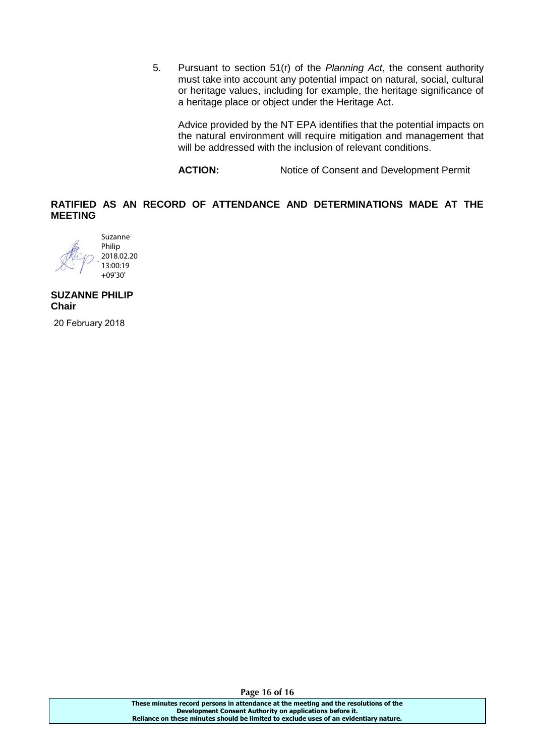5. Pursuant to section 51(r) of the *Planning Act*, the consent authority must take into account any potential impact on natural, social, cultural or heritage values, including for example, the heritage significance of a heritage place or object under the Heritage Act.

   Advice provided by the NT EPA identifies that the potential impacts on the natural environment will require mitigation and management that will be addressed with the inclusion of relevant conditions.

   **ACTION:** Notice of Consent and Development Permit

**RATIFIED AS AN RECORD OF ATTENDANCE AND DETERMINATIONS MADE AT THE MEETING**

Suzanne Philip
2018.02.20
13:00:19
+09'30'

**SUZANNE PHILIP**
**Chair**

20 February 2018

These minutes record persons in attendance at the meeting and the resolutions of the Development Consent Authority on applications before it.
Reliance on these minutes should be limited to exclude uses of an evidentiary nature.